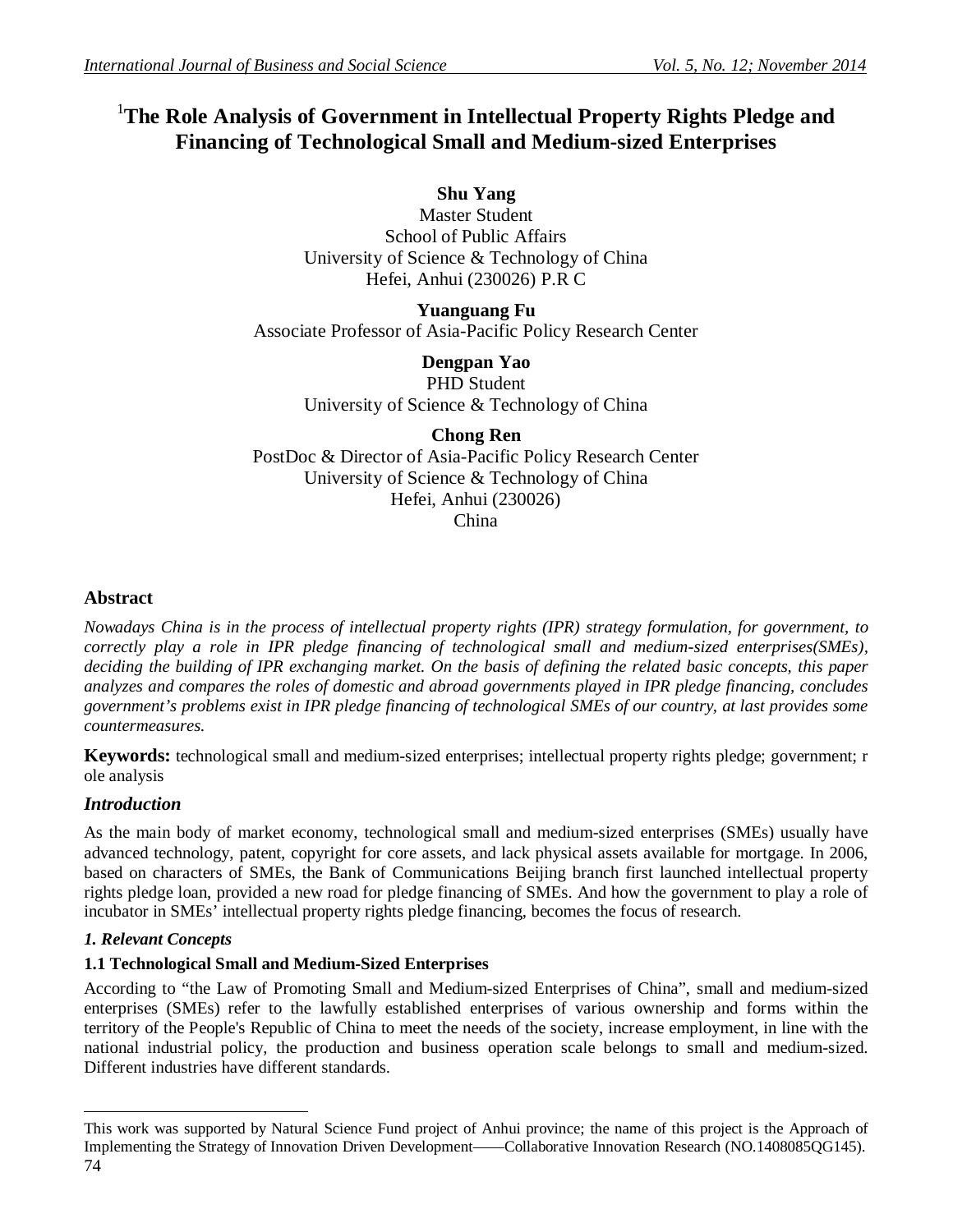# [1]The Role Analysis of Government in Intellectual Property Rights Pledge and Financing of Technological Small and Medium-sized Enterprises

**Shu Yang**
Master Student
School of Public Affairs
University of Science & Technology of China
Hefei, Anhui (230026) P.R C

**Yuanguang Fu**
Associate Professor of Asia-Pacific Policy Research Center

**Dengpan Yao**
PHD Student
University of Science & Technology of China

**Chong Ren**
PostDoc & Director of Asia-Pacific Policy Research Center
University of Science & Technology of China
Hefei, Anhui (230026)
China

## Abstract

*Nowadays China is in the process of intellectual property rights (IPR) strategy formulation, for government, to correctly play a role in IPR pledge financing of technological small and medium-sized enterprises(SMEs), deciding the building of IPR exchanging market. On the basis of defining the related basic concepts, this paper analyzes and compares the roles of domestic and abroad governments played in IPR pledge financing, concludes government's problems exist in IPR pledge financing of technological SMEs of our country, at last provides some countermeasures.*

**Keywords:** technological small and medium-sized enterprises; intellectual property rights pledge; government; r ole analysis

## *Introduction*

As the main body of market economy, technological small and medium-sized enterprises (SMEs) usually have advanced technology, patent, copyright for core assets, and lack physical assets available for mortgage. In 2006, based on characters of SMEs, the Bank of Communications Beijing branch first launched intellectual property rights pledge loan, provided a new road for pledge financing of SMEs. And how the government to play a role of incubator in SMEs' intellectual property rights pledge financing, becomes the focus of research.

### *1. Relevant Concepts*

#### 1.1 Technological Small and Medium-Sized Enterprises

According to "the Law of Promoting Small and Medium-sized Enterprises of China", small and medium-sized enterprises (SMEs) refer to the lawfully established enterprises of various ownership and forms within the territory of the People's Republic of China to meet the needs of the society, increase employment, in line with the national industrial policy, the production and business operation scale belongs to small and medium-sized. Different industries have different standards.

---

[1] This work was supported by Natural Science Fund project of Anhui province; the name of this project is the Approach of Implementing the Strategy of Innovation Driven Development——Collaborative Innovation Research (NO.1408085QG145).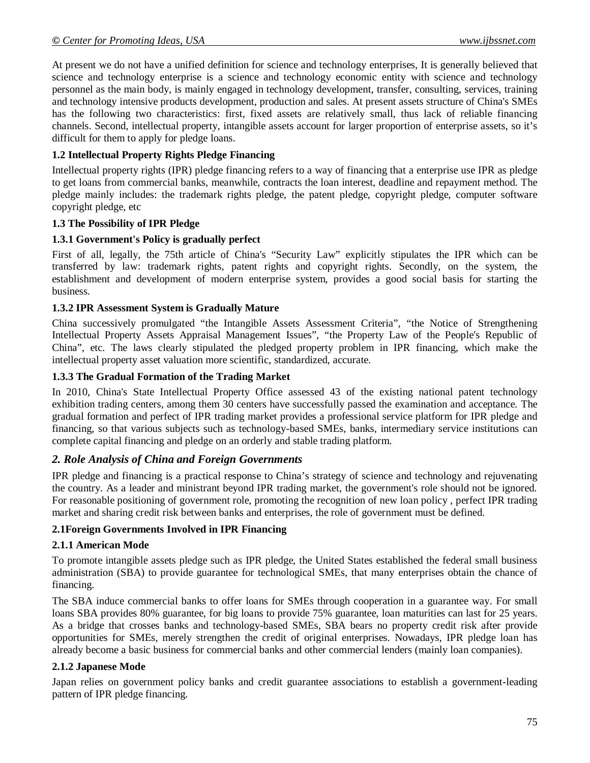At present we do not have a unified definition for science and technology enterprises, It is generally believed that science and technology enterprise is a science and technology economic entity with science and technology personnel as the main body, is mainly engaged in technology development, transfer, consulting, services, training and technology intensive products development, production and sales. At present assets structure of China's SMEs has the following two characteristics: first, fixed assets are relatively small, thus lack of reliable financing channels. Second, intellectual property, intangible assets account for larger proportion of enterprise assets, so it's difficult for them to apply for pledge loans.

### 1.2 Intellectual Property Rights Pledge Financing

Intellectual property rights (IPR) pledge financing refers to a way of financing that a enterprise use IPR as pledge to get loans from commercial banks, meanwhile, contracts the loan interest, deadline and repayment method. The pledge mainly includes: the trademark rights pledge, the patent pledge, copyright pledge, computer software copyright pledge, etc

### 1.3 The Possibility of IPR Pledge

#### 1.3.1 Government's Policy is gradually perfect

First of all, legally, the 75th article of China's "Security Law" explicitly stipulates the IPR which can be transferred by law: trademark rights, patent rights and copyright rights. Secondly, on the system, the establishment and development of modern enterprise system, provides a good social basis for starting the business.

#### 1.3.2 IPR Assessment System is Gradually Mature

China successively promulgated "the Intangible Assets Assessment Criteria", "the Notice of Strengthening Intellectual Property Assets Appraisal Management Issues", "the Property Law of the People's Republic of China", etc. The laws clearly stipulated the pledged property problem in IPR financing, which make the intellectual property asset valuation more scientific, standardized, accurate.

#### 1.3.3 The Gradual Formation of the Trading Market

In 2010, China's State Intellectual Property Office assessed 43 of the existing national patent technology exhibition trading centers, among them 30 centers have successfully passed the examination and acceptance. The gradual formation and perfect of IPR trading market provides a professional service platform for IPR pledge and financing, so that various subjects such as technology-based SMEs, banks, intermediary service institutions can complete capital financing and pledge on an orderly and stable trading platform.

## *2. Role Analysis of China and Foreign Governments*

IPR pledge and financing is a practical response to China's strategy of science and technology and rejuvenating the country. As a leader and ministrant beyond IPR trading market, the government's role should not be ignored. For reasonable positioning of government role, promoting the recognition of new loan policy , perfect IPR trading market and sharing credit risk between banks and enterprises, the role of government must be defined.

### 2.1Foreign Governments Involved in IPR Financing

#### 2.1.1 American Mode

To promote intangible assets pledge such as IPR pledge, the United States established the federal small business administration (SBA) to provide guarantee for technological SMEs, that many enterprises obtain the chance of financing.

The SBA induce commercial banks to offer loans for SMEs through cooperation in a guarantee way. For small loans SBA provides 80% guarantee, for big loans to provide 75% guarantee, loan maturities can last for 25 years. As a bridge that crosses banks and technology-based SMEs, SBA bears no property credit risk after provide opportunities for SMEs, merely strengthen the credit of original enterprises. Nowadays, IPR pledge loan has already become a basic business for commercial banks and other commercial lenders (mainly loan companies).

#### 2.1.2 Japanese Mode

Japan relies on government policy banks and credit guarantee associations to establish a government-leading pattern of IPR pledge financing.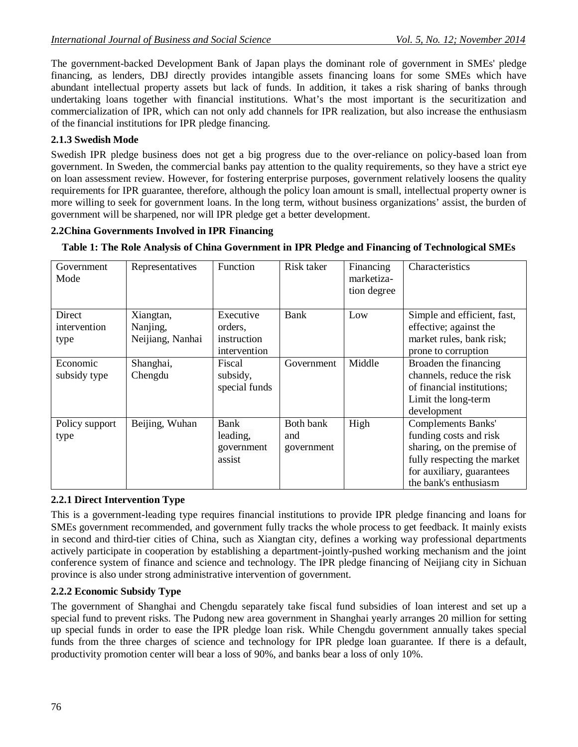The government-backed Development Bank of Japan plays the dominant role of government in SMEs' pledge financing, as lenders, DBJ directly provides intangible assets financing loans for some SMEs which have abundant intellectual property assets but lack of funds. In addition, it takes a risk sharing of banks through undertaking loans together with financial institutions. What's the most important is the securitization and commercialization of IPR, which can not only add channels for IPR realization, but also increase the enthusiasm of the financial institutions for IPR pledge financing.

### 2.1.3 Swedish Mode

Swedish IPR pledge business does not get a big progress due to the over-reliance on policy-based loan from government. In Sweden, the commercial banks pay attention to the quality requirements, so they have a strict eye on loan assessment review. However, for fostering enterprise purposes, government relatively loosens the quality requirements for IPR guarantee, therefore, although the policy loan amount is small, intellectual property owner is more willing to seek for government loans. In the long term, without business organizations' assist, the burden of government will be sharpened, nor will IPR pledge get a better development.

### 2.2China Governments Involved in IPR Financing

**Table 1: The Role Analysis of China Government in IPR Pledge and Financing of Technological SMEs**

| Government Mode | Representatives | Function | Risk taker | Financing marketiza-tion degree | Characteristics |
|---|---|---|---|---|---|
| Direct intervention type | Xiangtan, Nanjing, Neijiang, Nanhai | Executive orders, instruction intervention | Bank | Low | Simple and efficient, fast, effective; against the market rules, bank risk; prone to corruption |
| Economic subsidy type | Shanghai, Chengdu | Fiscal subsidy, special funds | Government | Middle | Broaden the financing channels, reduce the risk of financial institutions; Limit the long-term development |
| Policy support type | Beijing, Wuhan | Bank leading, government assist | Both bank and government | High | Complements Banks' funding costs and risk sharing, on the premise of fully respecting the market for auxiliary, guarantees the bank's enthusiasm |

### 2.2.1 Direct Intervention Type

This is a government-leading type requires financial institutions to provide IPR pledge financing and loans for SMEs government recommended, and government fully tracks the whole process to get feedback. It mainly exists in second and third-tier cities of China, such as Xiangtan city, defines a working way professional departments actively participate in cooperation by establishing a department-jointly-pushed working mechanism and the joint conference system of finance and science and technology. The IPR pledge financing of Neijiang city in Sichuan province is also under strong administrative intervention of government.

### 2.2.2 Economic Subsidy Type

The government of Shanghai and Chengdu separately take fiscal fund subsidies of loan interest and set up a special fund to prevent risks. The Pudong new area government in Shanghai yearly arranges 20 million for setting up special funds in order to ease the IPR pledge loan risk. While Chengdu government annually takes special funds from the three charges of science and technology for IPR pledge loan guarantee. If there is a default, productivity promotion center will bear a loss of 90%, and banks bear a loss of only 10%.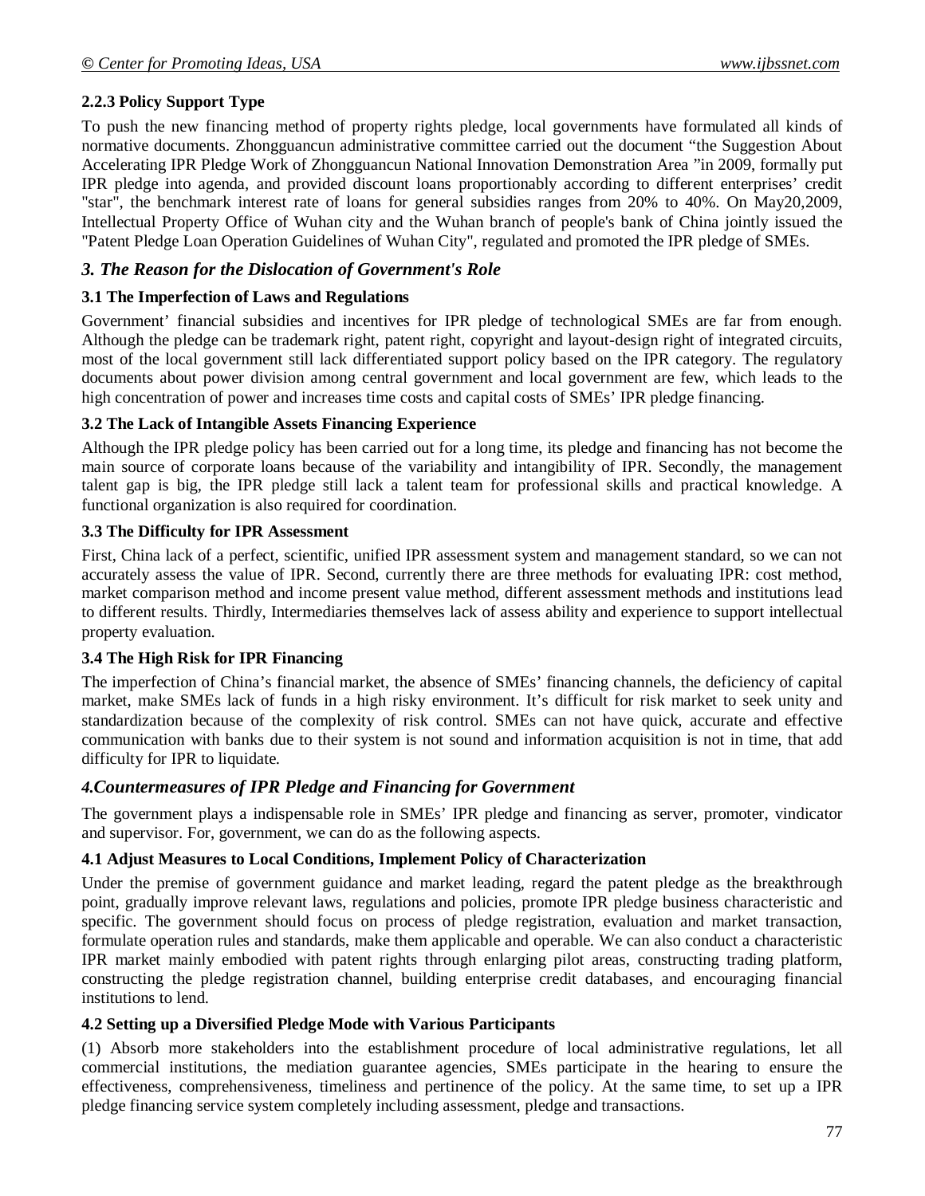**2.2.3 Policy Support Type**

To push the new financing method of property rights pledge, local governments have formulated all kinds of normative documents. Zhongguancun administrative committee carried out the document "the Suggestion About Accelerating IPR Pledge Work of Zhongguancun National Innovation Demonstration Area "in 2009, formally put IPR pledge into agenda, and provided discount loans proportionably according to different enterprises' credit "star", the benchmark interest rate of loans for general subsidies ranges from 20% to 40%. On May20,2009, Intellectual Property Office of Wuhan city and the Wuhan branch of people's bank of China jointly issued the "Patent Pledge Loan Operation Guidelines of Wuhan City", regulated and promoted the IPR pledge of SMEs.

## *3. The Reason for the Dislocation of Government's Role*

### 3.1 The Imperfection of Laws and Regulations

Government' financial subsidies and incentives for IPR pledge of technological SMEs are far from enough. Although the pledge can be trademark right, patent right, copyright and layout-design right of integrated circuits, most of the local government still lack differentiated support policy based on the IPR category. The regulatory documents about power division among central government and local government are few, which leads to the high concentration of power and increases time costs and capital costs of SMEs' IPR pledge financing.

### 3.2 The Lack of Intangible Assets Financing Experience

Although the IPR pledge policy has been carried out for a long time, its pledge and financing has not become the main source of corporate loans because of the variability and intangibility of IPR. Secondly, the management talent gap is big, the IPR pledge still lack a talent team for professional skills and practical knowledge. A functional organization is also required for coordination.

### 3.3 The Difficulty for IPR Assessment

First, China lack of a perfect, scientific, unified IPR assessment system and management standard, so we can not accurately assess the value of IPR. Second, currently there are three methods for evaluating IPR: cost method, market comparison method and income present value method, different assessment methods and institutions lead to different results. Thirdly, Intermediaries themselves lack of assess ability and experience to support intellectual property evaluation.

### 3.4 The High Risk for IPR Financing

The imperfection of China's financial market, the absence of SMEs' financing channels, the deficiency of capital market, make SMEs lack of funds in a high risky environment. It's difficult for risk market to seek unity and standardization because of the complexity of risk control. SMEs can not have quick, accurate and effective communication with banks due to their system is not sound and information acquisition is not in time, that add difficulty for IPR to liquidate.

## *4.Countermeasures of IPR Pledge and Financing for Government*

The government plays a indispensable role in SMEs' IPR pledge and financing as server, promoter, vindicator and supervisor. For, government, we can do as the following aspects.

### 4.1 Adjust Measures to Local Conditions, Implement Policy of Characterization

Under the premise of government guidance and market leading, regard the patent pledge as the breakthrough point, gradually improve relevant laws, regulations and policies, promote IPR pledge business characteristic and specific. The government should focus on process of pledge registration, evaluation and market transaction, formulate operation rules and standards, make them applicable and operable. We can also conduct a characteristic IPR market mainly embodied with patent rights through enlarging pilot areas, constructing trading platform, constructing the pledge registration channel, building enterprise credit databases, and encouraging financial institutions to lend.

### 4.2 Setting up a Diversified Pledge Mode with Various Participants

(1) Absorb more stakeholders into the establishment procedure of local administrative regulations, let all commercial institutions, the mediation guarantee agencies, SMEs participate in the hearing to ensure the effectiveness, comprehensiveness, timeliness and pertinence of the policy. At the same time, to set up a IPR pledge financing service system completely including assessment, pledge and transactions.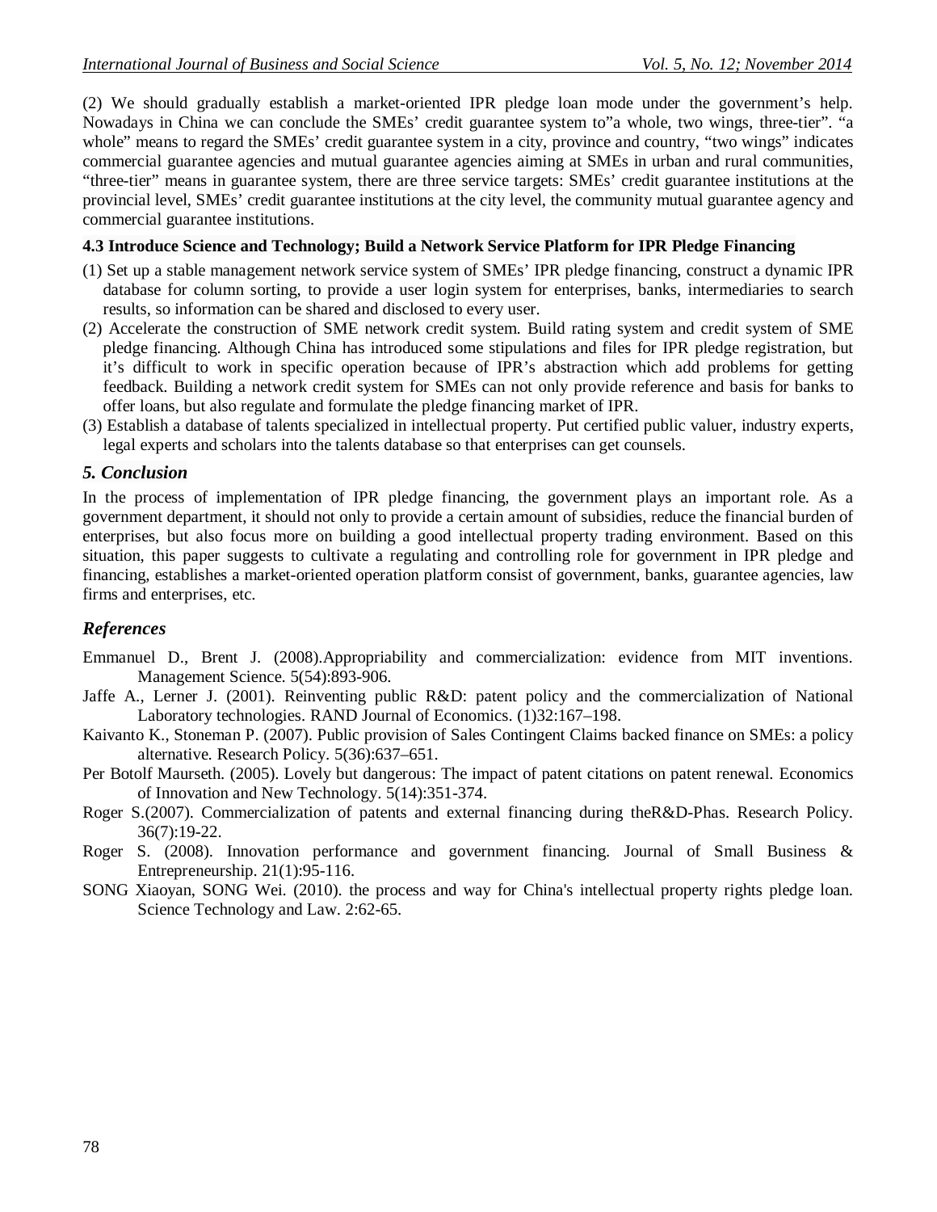(2) We should gradually establish a market-oriented IPR pledge loan mode under the government's help. Nowadays in China we can conclude the SMEs' credit guarantee system to"a whole, two wings, three-tier". "a whole" means to regard the SMEs' credit guarantee system in a city, province and country, "two wings" indicates commercial guarantee agencies and mutual guarantee agencies aiming at SMEs in urban and rural communities, "three-tier" means in guarantee system, there are three service targets: SMEs' credit guarantee institutions at the provincial level, SMEs' credit guarantee institutions at the city level, the community mutual guarantee agency and commercial guarantee institutions.

### 4.3 Introduce Science and Technology; Build a Network Service Platform for IPR Pledge Financing

(1) Set up a stable management network service system of SMEs' IPR pledge financing, construct a dynamic IPR database for column sorting, to provide a user login system for enterprises, banks, intermediaries to search results, so information can be shared and disclosed to every user.

(2) Accelerate the construction of SME network credit system. Build rating system and credit system of SME pledge financing. Although China has introduced some stipulations and files for IPR pledge registration, but it's difficult to work in specific operation because of IPR's abstraction which add problems for getting feedback. Building a network credit system for SMEs can not only provide reference and basis for banks to offer loans, but also regulate and formulate the pledge financing market of IPR.

(3) Establish a database of talents specialized in intellectual property. Put certified public valuer, industry experts, legal experts and scholars into the talents database so that enterprises can get counsels.

## *5. Conclusion*

In the process of implementation of IPR pledge financing, the government plays an important role. As a government department, it should not only to provide a certain amount of subsidies, reduce the financial burden of enterprises, but also focus more on building a good intellectual property trading environment. Based on this situation, this paper suggests to cultivate a regulating and controlling role for government in IPR pledge and financing, establishes a market-oriented operation platform consist of government, banks, guarantee agencies, law firms and enterprises, etc.

## *References*

Emmanuel D., Brent J. (2008).Appropriability and commercialization: evidence from MIT inventions. Management Science. 5(54):893-906.

Jaffe A., Lerner J. (2001). Reinventing public R&D: patent policy and the commercialization of National Laboratory technologies. RAND Journal of Economics. (1)32:167–198.

Kaivanto K., Stoneman P. (2007). Public provision of Sales Contingent Claims backed finance on SMEs: a policy alternative. Research Policy. 5(36):637–651.

Per Botolf Maurseth. (2005). Lovely but dangerous: The impact of patent citations on patent renewal. Economics of Innovation and New Technology. 5(14):351-374.

Roger S.(2007). Commercialization of patents and external financing during theR&D-Phas. Research Policy. 36(7):19-22.

Roger S. (2008). Innovation performance and government financing. Journal of Small Business & Entrepreneurship. 21(1):95-116.

SONG Xiaoyan, SONG Wei. (2010). the process and way for China's intellectual property rights pledge loan. Science Technology and Law. 2:62-65.